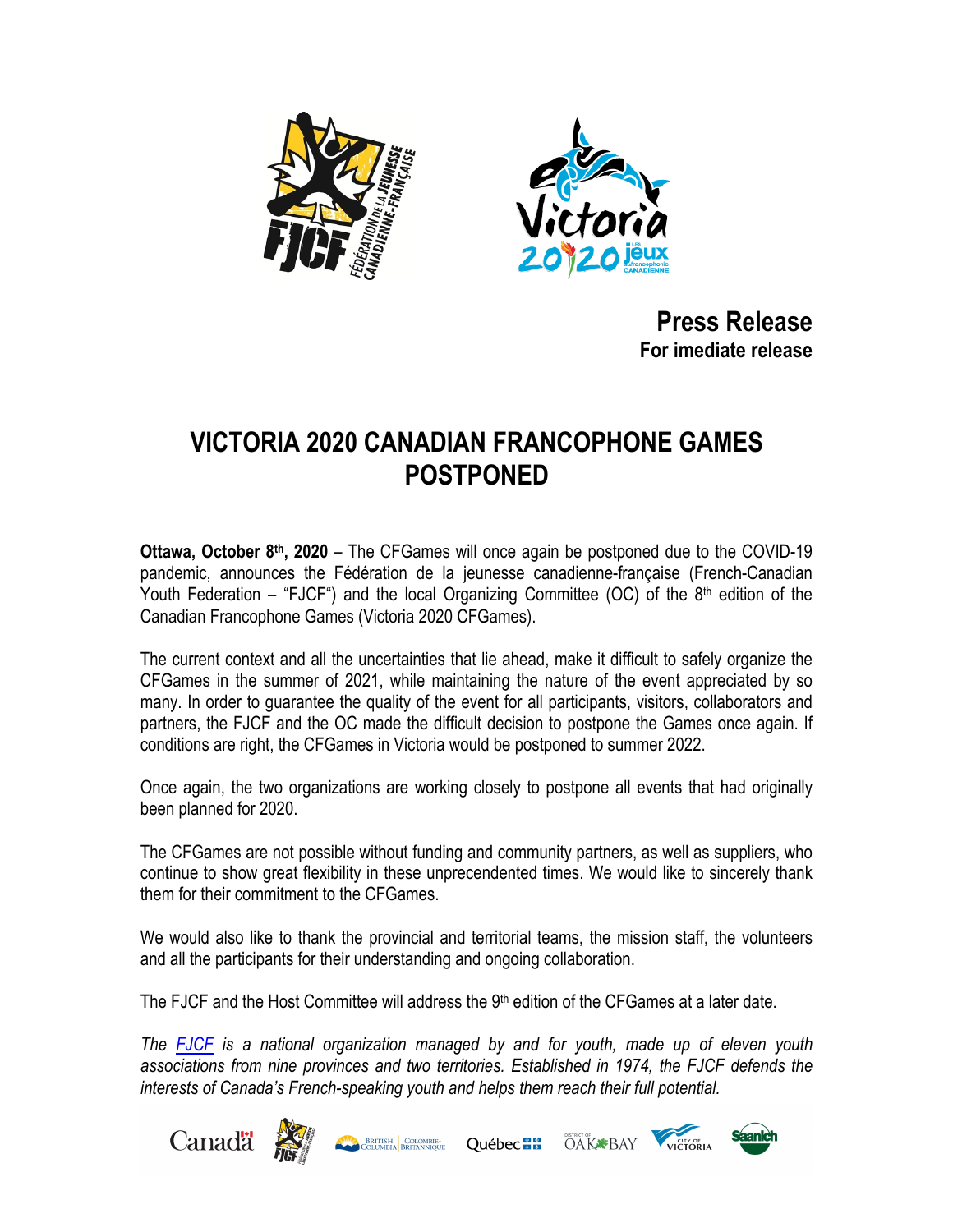**Press Release**
**For imediate release**

# VICTORIA 2020 CANADIAN FRANCOPHONE GAMES POSTPONED

**Ottawa, October 8th, 2020** – The CFGames will once again be postponed due to the COVID-19 pandemic, announces the Fédération de la jeunesse canadienne-française (French-Canadian Youth Federation – "FJCF") and the local Organizing Committee (OC) of the 8th edition of the Canadian Francophone Games (Victoria 2020 CFGames).

The current context and all the uncertainties that lie ahead, make it difficult to safely organize the CFGames in the summer of 2021, while maintaining the nature of the event appreciated by so many. In order to guarantee the quality of the event for all participants, visitors, collaborators and partners, the FJCF and the OC made the difficult decision to postpone the Games once again. If conditions are right, the CFGames in Victoria would be postponed to summer 2022.

Once again, the two organizations are working closely to postpone all events that had originally been planned for 2020.

The CFGames are not possible without funding and community partners, as well as suppliers, who continue to show great flexibility in these unprecendented times. We would like to sincerely thank them for their commitment to the CFGames.

We would also like to thank the provincial and territorial teams, the mission staff, the volunteers and all the participants for their understanding and ongoing collaboration.

The FJCF and the Host Committee will address the 9th edition of the CFGames at a later date.

*The FJCF is a national organization managed by and for youth, made up of eleven youth associations from nine provinces and two territories. Established in 1974, the FJCF defends the interests of Canada's French-speaking youth and helps them reach their full potential.*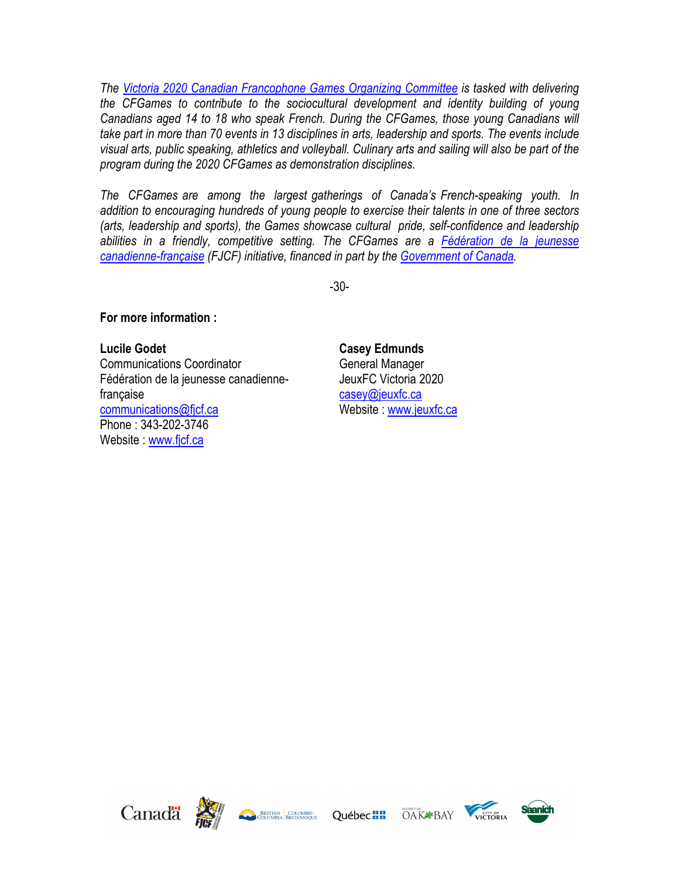*The [Victoria 2020 Canadian Francophone Games Organizing Committee](#) is tasked with delivering the CFGames to contribute to the sociocultural development and identity building of young Canadians aged 14 to 18 who speak French. During the CFGames, those young Canadians will take part in more than 70 events in 13 disciplines in arts, leadership and sports. The events include visual arts, public speaking, athletics and volleyball. Culinary arts and sailing will also be part of the program during the 2020 CFGames as demonstration disciplines.*

*The CFGames are among the largest gatherings of Canada's French-speaking youth. In addition to encouraging hundreds of young people to exercise their talents in one of three sectors (arts, leadership and sports), the Games showcase cultural pride, self-confidence and leadership abilities in a friendly, competitive setting. The CFGames are a [Fédération de la jeunesse canadienne-française](#) (FJCF) initiative, financed in part by the [Government of Canada](#).*

-30-

**For more information :**

**Lucile Godet**
Communications Coordinator
Fédération de la jeunesse canadienne-française
communications@fjcf.ca
Phone : 343-202-3746
Website : www.fjcf.ca

**Casey Edmunds**
General Manager
JeuxFC Victoria 2020
casey@jeuxfc.ca
Website : www.jeuxfc.ca